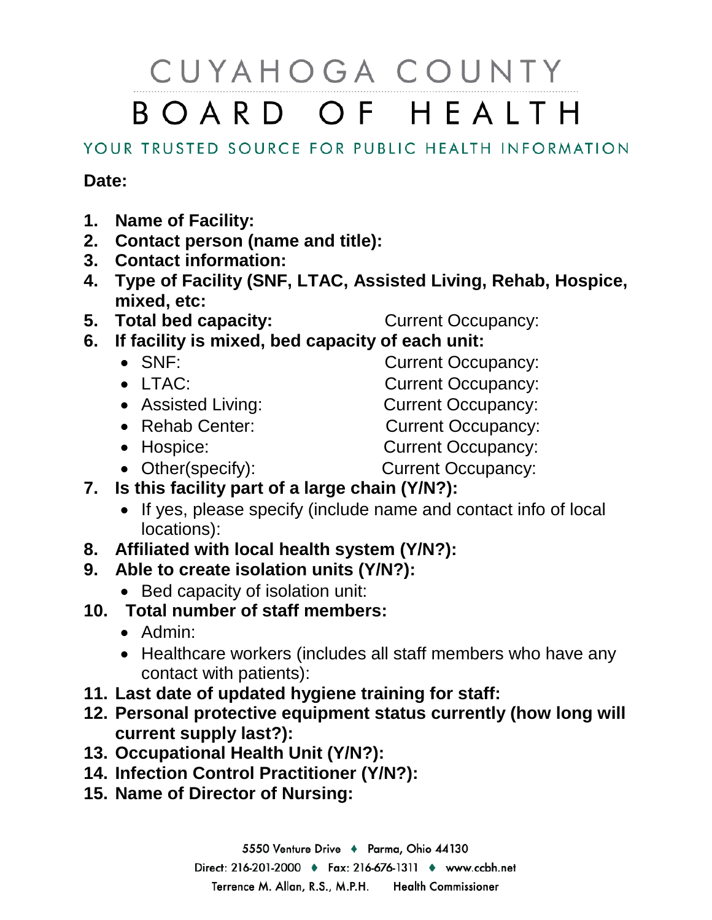# CUYAHOGA COUNTY
# BOARD OF HEALTH

YOUR TRUSTED SOURCE FOR PUBLIC HEALTH INFORMATION

**Date:**

1. **Name of Facility:**
2. **Contact person (name and title):**
3. **Contact information:**
4. **Type of Facility (SNF, LTAC, Assisted Living, Rehab, Hospice, mixed, etc:**
5. **Total bed capacity:** Current Occupancy:
6. **If facility is mixed, bed capacity of each unit:**
   - SNF: Current Occupancy:
   - LTAC: Current Occupancy:
   - Assisted Living: Current Occupancy:
   - Rehab Center: Current Occupancy:
   - Hospice: Current Occupancy:
   - Other(specify): Current Occupancy:
7. **Is this facility part of a large chain (Y/N?):**
   - If yes, please specify (include name and contact info of local locations):
8. **Affiliated with local health system (Y/N?):**
9. **Able to create isolation units (Y/N?):**
   - Bed capacity of isolation unit:
10. **Total number of staff members:**
    - Admin:
    - Healthcare workers (includes all staff members who have any contact with patients):
11. **Last date of updated hygiene training for staff:**
12. **Personal protective equipment status currently (how long will current supply last?):**
13. **Occupational Health Unit (Y/N?):**
14. **Infection Control Practitioner (Y/N?):**
15. **Name of Director of Nursing:**

5550 Venture Drive ♦ Parma, Ohio 44130
Direct: 216-201-2000 ♦ Fax: 216-676-1311 ♦ www.ccbh.net
Terrence M. Allan, R.S., M.P.H. Health Commissioner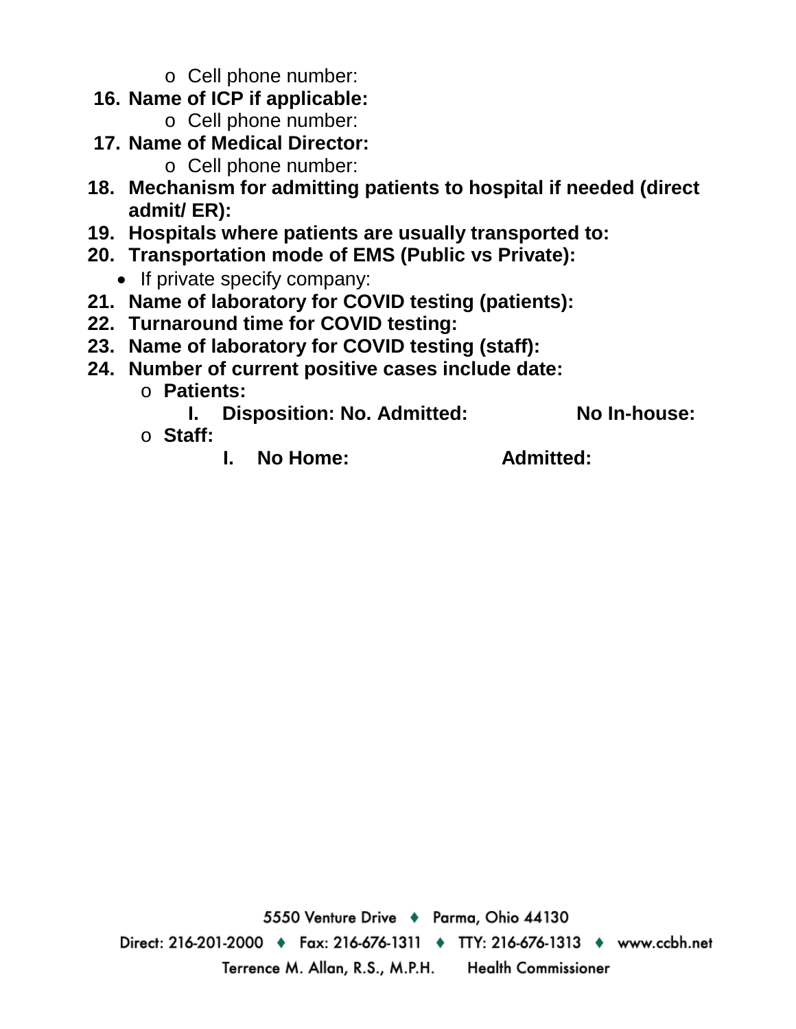- Cell phone number:

16. **Name of ICP if applicable:**
    - Cell phone number:
17. **Name of Medical Director:**
    - Cell phone number:
18. **Mechanism for admitting patients to hospital if needed (direct admit/ ER):**
19. **Hospitals where patients are usually transported to:**
20. **Transportation mode of EMS (Public vs Private):**
    - If private specify company:
21. **Name of laboratory for COVID testing (patients):**
22. **Turnaround time for COVID testing:**
23. **Name of laboratory for COVID testing (staff):**
24. **Number of current positive cases include date:**
    - **Patients:**
        - I. **Disposition: No. Admitted:** **No In-house:**
    - **Staff:**
        - I. **No Home:** **Admitted:**

5550 Venture Drive ♦ Parma, Ohio 44130

Direct: 216-201-2000 ♦ Fax: 216-676-1311 ♦ TTY: 216-676-1313 ♦ www.ccbh.net

Terrence M. Allan, R.S., M.P.H. Health Commissioner